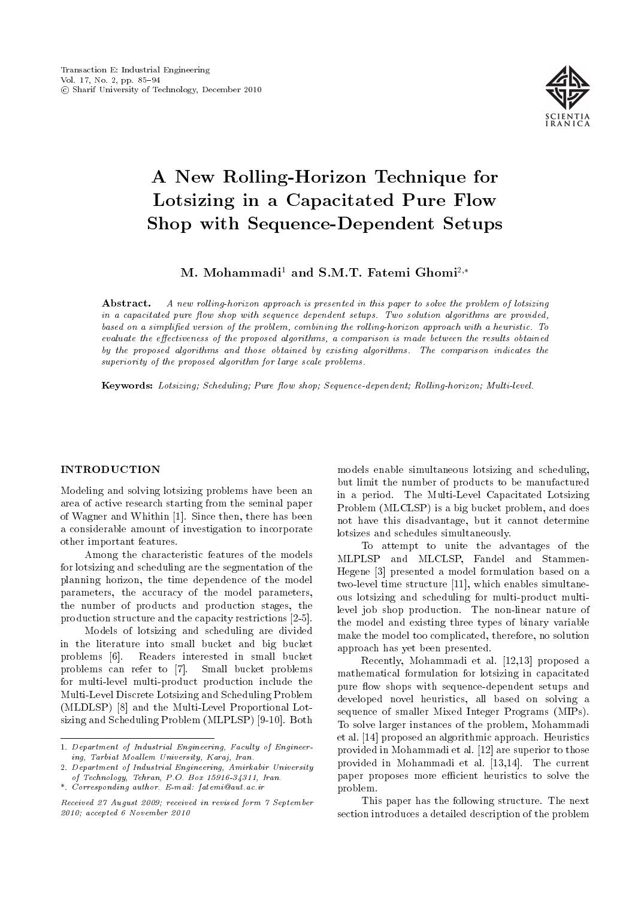# A New Rolling-Horizon Technique for Lotsizing in a Capacitated Pure Flow Shop with Sequence-Dependent Setups

**M. Mohammadi[1] and S.M.T. Fatemi Ghomi[2,*]**

**Abstract.** *A new rolling-horizon approach is presented in this paper to solve the problem of lotsizing in a capacitated pure flow shop with sequence dependent setups. Two solution algorithms are provided, based on a simplified version of the problem, combining the rolling-horizon approach with a heuristic. To evaluate the effectiveness of the proposed algorithms, a comparison is made between the results obtained by the proposed algorithms and those obtained by existing algorithms. The comparison indicates the superiority of the proposed algorithm for large scale problems.*

**Keywords:** *Lotsizing; Scheduling; Pure flow shop; Sequence-dependent; Rolling-horizon; Multi-level.*

## INTRODUCTION

Modeling and solving lotsizing problems have been an area of active research starting from the seminal paper of Wagner and Whithin [1]. Since then, there has been a considerable amount of investigation to incorporate other important features.

Among the characteristic features of the models for lotsizing and scheduling are the segmentation of the planning horizon, the time dependence of the model parameters, the accuracy of the model parameters, the number of products and production stages, the production structure and the capacity restrictions [2-5].

Models of lotsizing and scheduling are divided in the literature into small bucket and big bucket problems [6]. Readers interested in small bucket problems can refer to [7]. Small bucket problems for multi-level multi-product production include the Multi-Level Discrete Lotsizing and Scheduling Problem (MLDLSP) [8] and the Multi-Level Proportional Lotsizing and Scheduling Problem (MLPLSP) [9-10]. Both models enable simultaneous lotsizing and scheduling, but limit the number of products to be manufactured in a period. The Multi-Level Capacitated Lotsizing Problem (MLCLSP) is a big bucket problem, and does not have this disadvantage, but it cannot determine lotsizes and schedules simultaneously.

To attempt to unite the advantages of the MLPLSP and MLCLSP, Fandel and Stammen-Hegene [3] presented a model formulation based on a two-level time structure [11], which enables simultaneous lotsizing and scheduling for multi-product multi-level job shop production. The non-linear nature of the model and existing three types of binary variable make the model too complicated, therefore, no solution approach has yet been presented.

Recently, Mohammadi et al. [12,13] proposed a mathematical formulation for lotsizing in capacitated pure flow shops with sequence-dependent setups and developed novel heuristics, all based on solving a sequence of smaller Mixed Integer Programs (MIPs). To solve larger instances of the problem, Mohammadi et al. [14] proposed an algorithmic approach. Heuristics provided in Mohammadi et al. [12] are superior to those provided in Mohammadi et al. [13,14]. The current paper proposes more efficient heuristics to solve the problem.

This paper has the following structure. The next section introduces a detailed description of the problem

---

1. *Department of Industrial Engineering, Faculty of Engineering, Tarbiat Moallem University, Karaj, Iran.*
2. *Department of Industrial Engineering, Amirkabir University of Technology, Tehran, P.O. Box 15916-34311, Iran.*

\*. *Corresponding author. E-mail: fatemi@aut.ac.ir*

*Received 27 August 2009; received in revised form 7 September 2010; accepted 6 November 2010*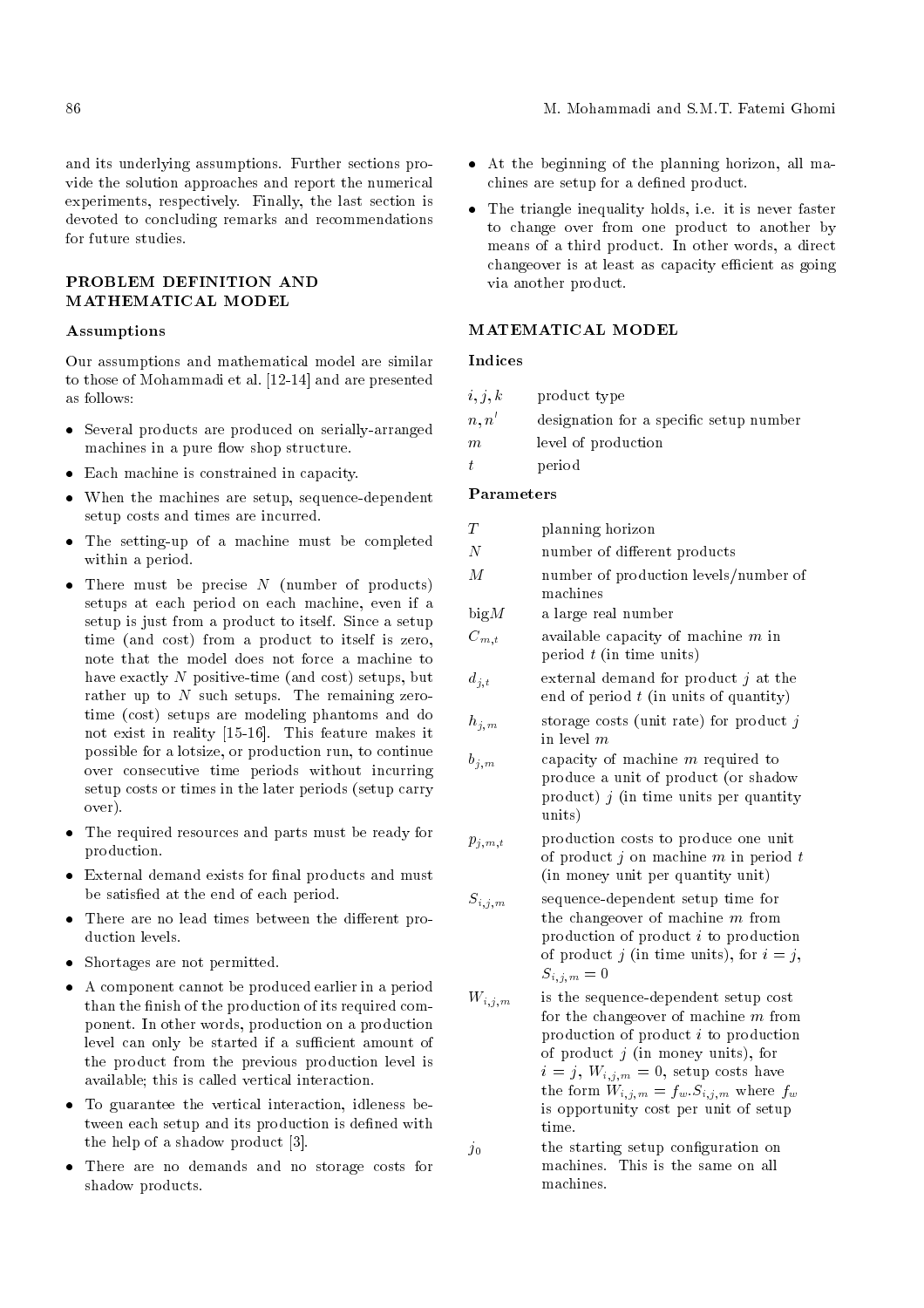and its underlying assumptions. Further sections provide the solution approaches and report the numerical experiments, respectively. Finally, the last section is devoted to concluding remarks and recommendations for future studies.

## PROBLEM DEFINITION AND MATHEMATICAL MODEL

### Assumptions

Our assumptions and mathematical model are similar to those of Mohammadi et al. [12-14] and are presented as follows:

- Several products are produced on serially-arranged machines in a pure flow shop structure.
- Each machine is constrained in capacity.
- When the machines are setup, sequence-dependent setup costs and times are incurred.
- The setting-up of a machine must be completed within a period.
- There must be precise $N$ (number of products) setups at each period on each machine, even if a setup is just from a product to itself. Since a setup time (and cost) from a product to itself is zero, note that the model does not force a machine to have exactly $N$ positive-time (and cost) setups, but rather up to $N$ such setups. The remaining zero-time (cost) setups are modeling phantoms and do not exist in reality [15-16]. This feature makes it possible for a lotsize, or production run, to continue over consecutive time periods without incurring setup costs or times in the later periods (setup carry over).
- The required resources and parts must be ready for production.
- External demand exists for final products and must be satisfied at the end of each period.
- There are no lead times between the different production levels.
- Shortages are not permitted.
- A component cannot be produced earlier in a period than the finish of the production of its required component. In other words, production on a production level can only be started if a sufficient amount of the product from the previous production level is available; this is called vertical interaction.
- To guarantee the vertical interaction, idleness between each setup and its production is defined with the help of a shadow product [3].
- There are no demands and no storage costs for shadow products.
- At the beginning of the planning horizon, all machines are setup for a defined product.
- The triangle inequality holds, i.e. it is never faster to change over from one product to another by means of a third product. In other words, a direct changeover is at least as capacity efficient as going via another product.

## MATEMATICAL MODEL

### Indices

| | |
|---|---|
| $i, j, k$ | product type |
| $n, n'$ | designation for a specific setup number |
| $m$ | level of production |
| $t$ | period |

### Parameters

| | |
|---|---|
| $T$ | planning horizon |
| $N$ | number of different products |
| $M$ | number of production levels/number of machines |
| big$M$ | a large real number |
| $C_{m,t}$ | available capacity of machine $m$ in period $t$ (in time units) |
| $d_{j,t}$ | external demand for product $j$ at the end of period $t$ (in units of quantity) |
| $h_{j,m}$ | storage costs (unit rate) for product $j$ in level $m$ |
| $b_{j,m}$ | capacity of machine $m$ required to produce a unit of product (or shadow product) $j$ (in time units per quantity units) |
| $p_{j,m,t}$ | production costs to produce one unit of product $j$ on machine $m$ in period $t$ (in money unit per quantity unit) |
| $S_{i,j,m}$ | sequence-dependent setup time for the changeover of machine $m$ from production of product $i$ to production of product $j$ (in time units), for $i = j$, $S_{i,j,m} = 0$ |
| $W_{i,j,m}$ | is the sequence-dependent setup cost for the changeover of machine $m$ from production of product $i$ to production of product $j$ (in money units), for $i = j$, $W_{i,j,m} = 0$, setup costs have the form $W_{i,j,m} = f_w.S_{i,j,m}$ where $f_w$ is opportunity cost per unit of setup time. |
| $j_0$ | the starting setup configuration on machines. This is the same on all machines. |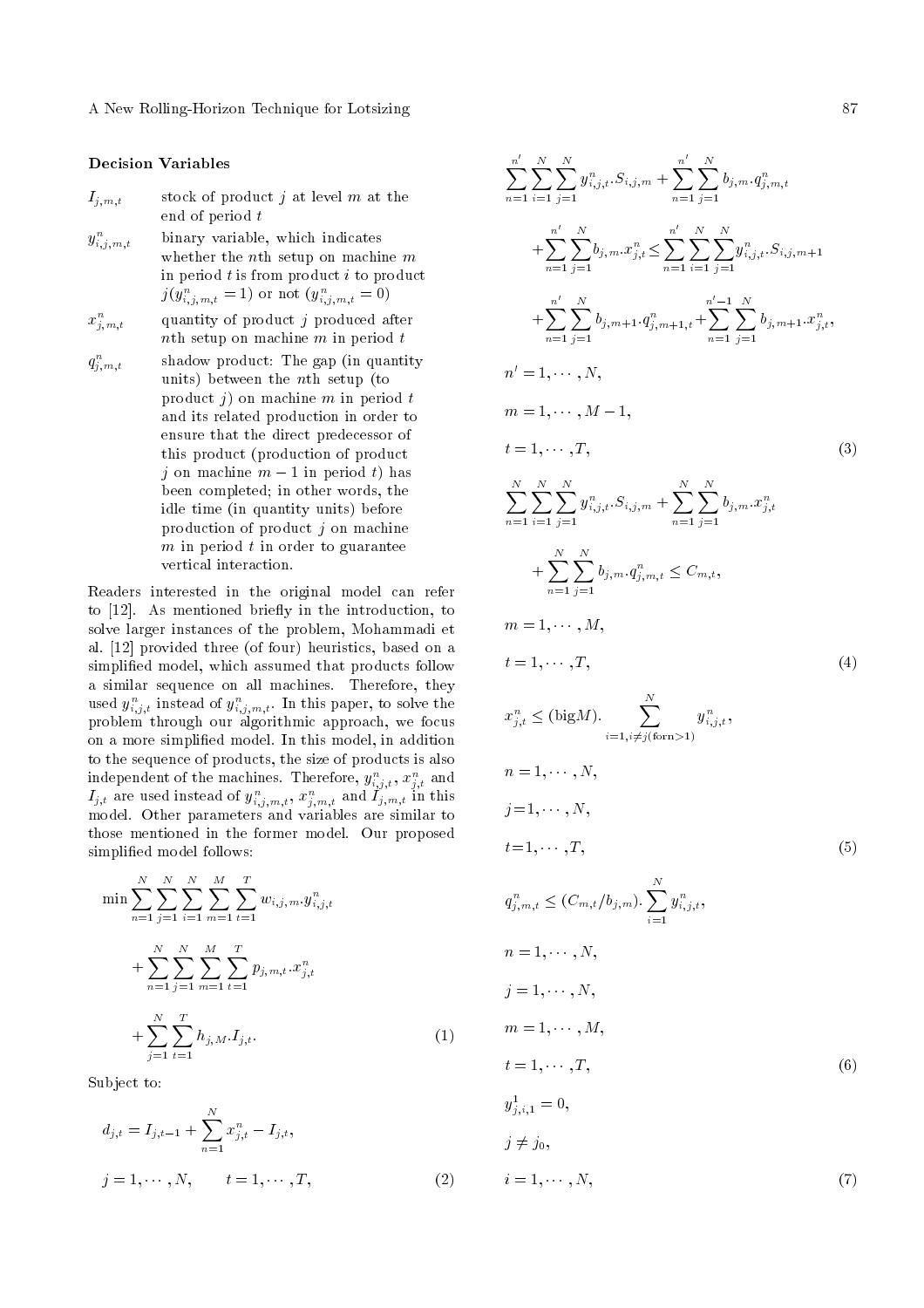### Decision Variables

| | |
|---|---|
| $I_{j,m,t}$ | stock of product $j$ at level $m$ at the end of period $t$ |
| $y^n_{i,j,m,t}$ | binary variable, which indicates whether the $n$th setup on machine $m$ in period $t$ is from product $i$ to product $j (y^n_{i,j,m,t} = 1)$ or not $(y^n_{i,j,m,t} = 0)$ |
| $x^n_{j,m,t}$ | quantity of product $j$ produced after $n$th setup on machine $m$ in period $t$ |
| $q^n_{j,m,t}$ | shadow product: The gap (in quantity units) between the $n$th setup (to product $j$) on machine $m$ in period $t$ and its related production in order to ensure that the direct predecessor of this product (production of product $j$ on machine $m-1$ in period $t$) has been completed; in other words, the idle time (in quantity units) before production of product $j$ on machine $m$ in period $t$ in order to guarantee vertical interaction. |

Readers interested in the original model can refer to [12]. As mentioned briefly in the introduction, to solve larger instances of the problem, Mohammadi et al. [12] provided three (of four) heuristics, based on a simplified model, which assumed that products follow a similar sequence on all machines. Therefore, they used $y^n_{i,j,t}$ instead of $y^n_{i,j,m,t}$. In this paper, to solve the problem through our algorithmic approach, we focus on a more simplified model. In this model, in addition to the sequence of products, the size of products is also independent of the machines. Therefore, $y^n_{i,j,t}$, $x^n_{j,t}$ and $I_{j,t}$ are used instead of $y^n_{i,j,m,t}$, $x^n_{j,m,t}$ and $I_{j,m,t}$ in this model. Other parameters and variables are similar to those mentioned in the former model. Our proposed simplified model follows:

$$\min \sum_{n=1}^{N}\sum_{j=1}^{N}\sum_{i=1}^{N}\sum_{m=1}^{M}\sum_{t=1}^{T} w_{i,j,m}.y^n_{i,j,t} + \sum_{n=1}^{N}\sum_{j=1}^{N}\sum_{m=1}^{M}\sum_{t=1}^{T} p_{j,m,t}.x^n_{j,t} + \sum_{j=1}^{N}\sum_{t=1}^{T} h_{j,M}.I_{j,t}. \tag{1}$$

Subject to:

$$d_{j,t} = I_{j,t-1} + \sum_{n=1}^{N} x^n_{j,t} - I_{j,t}, \qquad j = 1,\cdots,N, \qquad t = 1,\cdots,T, \tag{2}$$

$$\sum_{n=1}^{n'}\sum_{i=1}^{N}\sum_{j=1}^{N} y^n_{i,j,t}.S_{i,j,m} + \sum_{n=1}^{n'}\sum_{j=1}^{N} b_{j,m}.q^n_{j,m,t} + \sum_{n=1}^{n'}\sum_{j=1}^{N} b_{j,m}.x^n_{j,t} \le \sum_{n=1}^{n'}\sum_{i=1}^{N}\sum_{j=1}^{N} y^n_{i,j,t}.S_{i,j,m+1} + \sum_{n=1}^{n'}\sum_{j=1}^{N} b_{j,m+1}.q^n_{j,m+1,t} + \sum_{n=1}^{n'-1}\sum_{j=1}^{N} b_{j,m+1}.x^n_{j,t},$$

$$n' = 1,\cdots,N, \qquad m = 1,\cdots,M-1, \qquad t = 1,\cdots,T, \tag{3}$$

$$\sum_{n=1}^{N}\sum_{i=1}^{N}\sum_{j=1}^{N} y^n_{i,j,t}.S_{i,j,m} + \sum_{n=1}^{N}\sum_{j=1}^{N} b_{j,m}.x^n_{j,t} + \sum_{n=1}^{N}\sum_{j=1}^{N} b_{j,m}.q^n_{j,m,t} \le C_{m,t},$$

$$m = 1,\cdots,M, \qquad t = 1,\cdots,T, \tag{4}$$

$$x^n_{j,t} \le (\text{big}M). \sum_{i=1, i\neq j (\text{for} n>1)}^{N} y^n_{i,j,t},$$

$$n = 1,\cdots,N, \qquad j=1,\cdots,N, \qquad t=1,\cdots,T, \tag{5}$$

$$q^n_{j,m,t} \le (C_{m,t}/b_{j,m}). \sum_{i=1}^{N} y^n_{i,j,t},$$

$$n = 1,\cdots,N, \qquad j = 1,\cdots,N, \qquad m = 1,\cdots,M, \qquad t = 1,\cdots,T, \tag{6}$$

$$y^1_{j,i,1} = 0, \qquad j \neq j_0, \qquad i = 1,\cdots,N, \tag{7}$$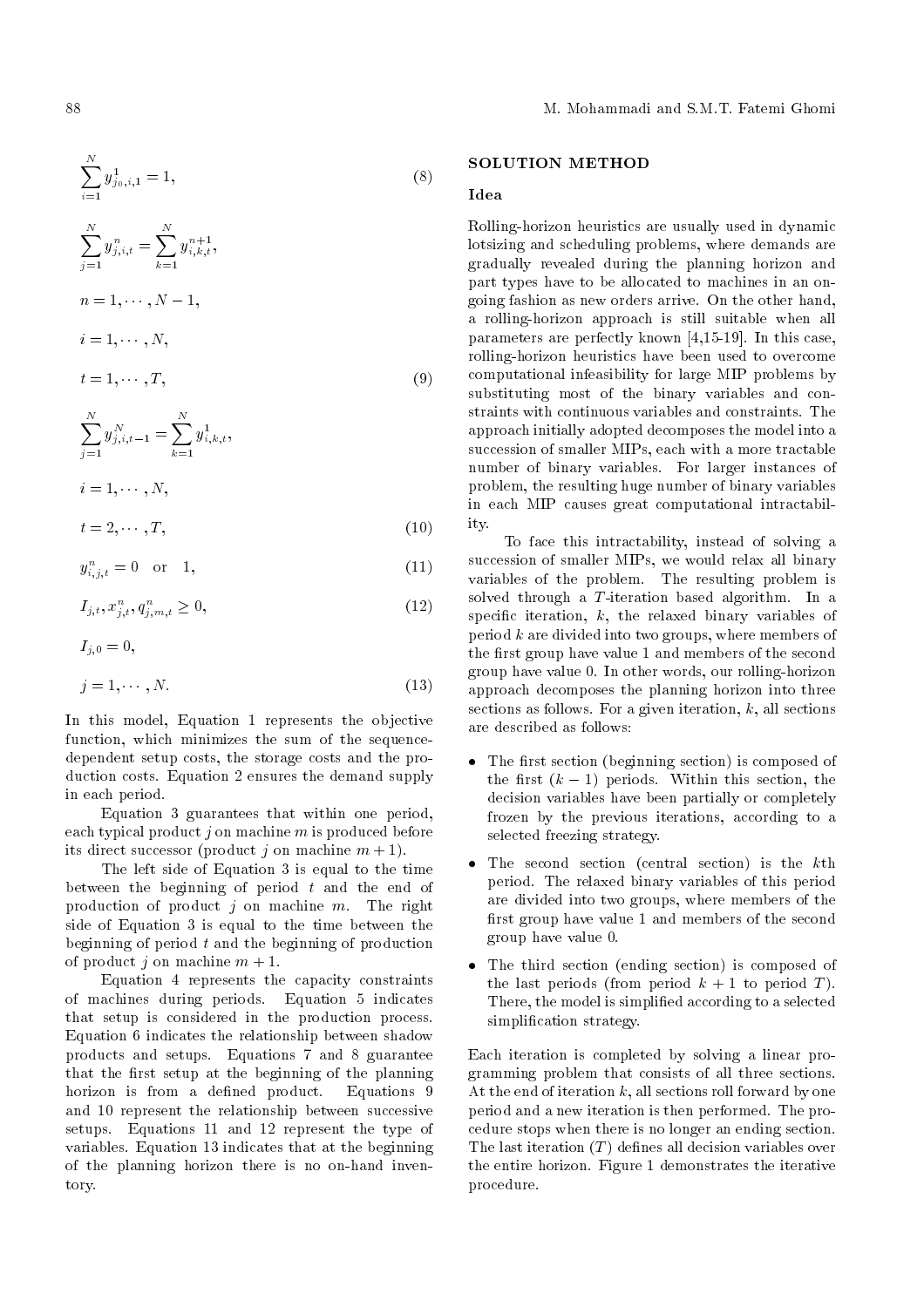$$\sum_{i=1}^{N} y_{j_0,i,1}^1 = 1, \tag{8}$$

$$\sum_{j=1}^{N} y_{j,i,t}^n = \sum_{k=1}^{N} y_{i,k,t}^{n+1},$$

$$n = 1, \cdots, N-1,$$

$$i = 1, \cdots, N,$$

$$t = 1, \cdots, T, \tag{9}$$

$$\sum_{j=1}^{N} y_{j,i,t-1}^N = \sum_{k=1}^{N} y_{i,k,t}^1,$$

$$i = 1, \cdots, N,$$

$$t = 2, \cdots, T, \tag{10}$$

$$y_{i,j,t}^n = 0 \quad \text{or} \quad 1, \tag{11}$$

$$I_{j,t}, x_{j,t}^n, q_{j,m,t}^n \geq 0, \tag{12}$$

$$I_{j,0} = 0,$$

$$j = 1, \cdots, N. \tag{13}$$

In this model, Equation 1 represents the objective function, which minimizes the sum of the sequence-dependent setup costs, the storage costs and the production costs. Equation 2 ensures the demand supply in each period.

Equation 3 guarantees that within one period, each typical product $j$ on machine $m$ is produced before its direct successor (product $j$ on machine $m+1$).

The left side of Equation 3 is equal to the time between the beginning of period $t$ and the end of production of product $j$ on machine $m$. The right side of Equation 3 is equal to the time between the beginning of period $t$ and the beginning of production of product $j$ on machine $m+1$.

Equation 4 represents the capacity constraints of machines during periods. Equation 5 indicates that setup is considered in the production process. Equation 6 indicates the relationship between shadow products and setups. Equations 7 and 8 guarantee that the first setup at the beginning of the planning horizon is from a defined product. Equations 9 and 10 represent the relationship between successive setups. Equations 11 and 12 represent the type of variables. Equation 13 indicates that at the beginning of the planning horizon there is no on-hand inventory.

## SOLUTION METHOD

### Idea

Rolling-horizon heuristics are usually used in dynamic lotsizing and scheduling problems, where demands are gradually revealed during the planning horizon and part types have to be allocated to machines in an ongoing fashion as new orders arrive. On the other hand, a rolling-horizon approach is still suitable when all parameters are perfectly known [4,15-19]. In this case, rolling-horizon heuristics have been used to overcome computational infeasibility for large MIP problems by substituting most of the binary variables and constraints with continuous variables and constraints. The approach initially adopted decomposes the model into a succession of smaller MIPs, each with a more tractable number of binary variables. For larger instances of problem, the resulting huge number of binary variables in each MIP causes great computational intractability.

To face this intractability, instead of solving a succession of smaller MIPs, we would relax all binary variables of the problem. The resulting problem is solved through a $T$-iteration based algorithm. In a specific iteration, $k$, the relaxed binary variables of period $k$ are divided into two groups, where members of the first group have value 1 and members of the second group have value 0. In other words, our rolling-horizon approach decomposes the planning horizon into three sections as follows. For a given iteration, $k$, all sections are described as follows:

- The first section (beginning section) is composed of the first $(k-1)$ periods. Within this section, the decision variables have been partially or completely frozen by the previous iterations, according to a selected freezing strategy.
- The second section (central section) is the $k$th period. The relaxed binary variables of this period are divided into two groups, where members of the first group have value 1 and members of the second group have value 0.
- The third section (ending section) is composed of the last periods (from period $k+1$ to period $T$). There, the model is simplified according to a selected simplification strategy.

Each iteration is completed by solving a linear programming problem that consists of all three sections. At the end of iteration $k$, all sections roll forward by one period and a new iteration is then performed. The procedure stops when there is no longer an ending section. The last iteration ($T$) defines all decision variables over the entire horizon. Figure 1 demonstrates the iterative procedure.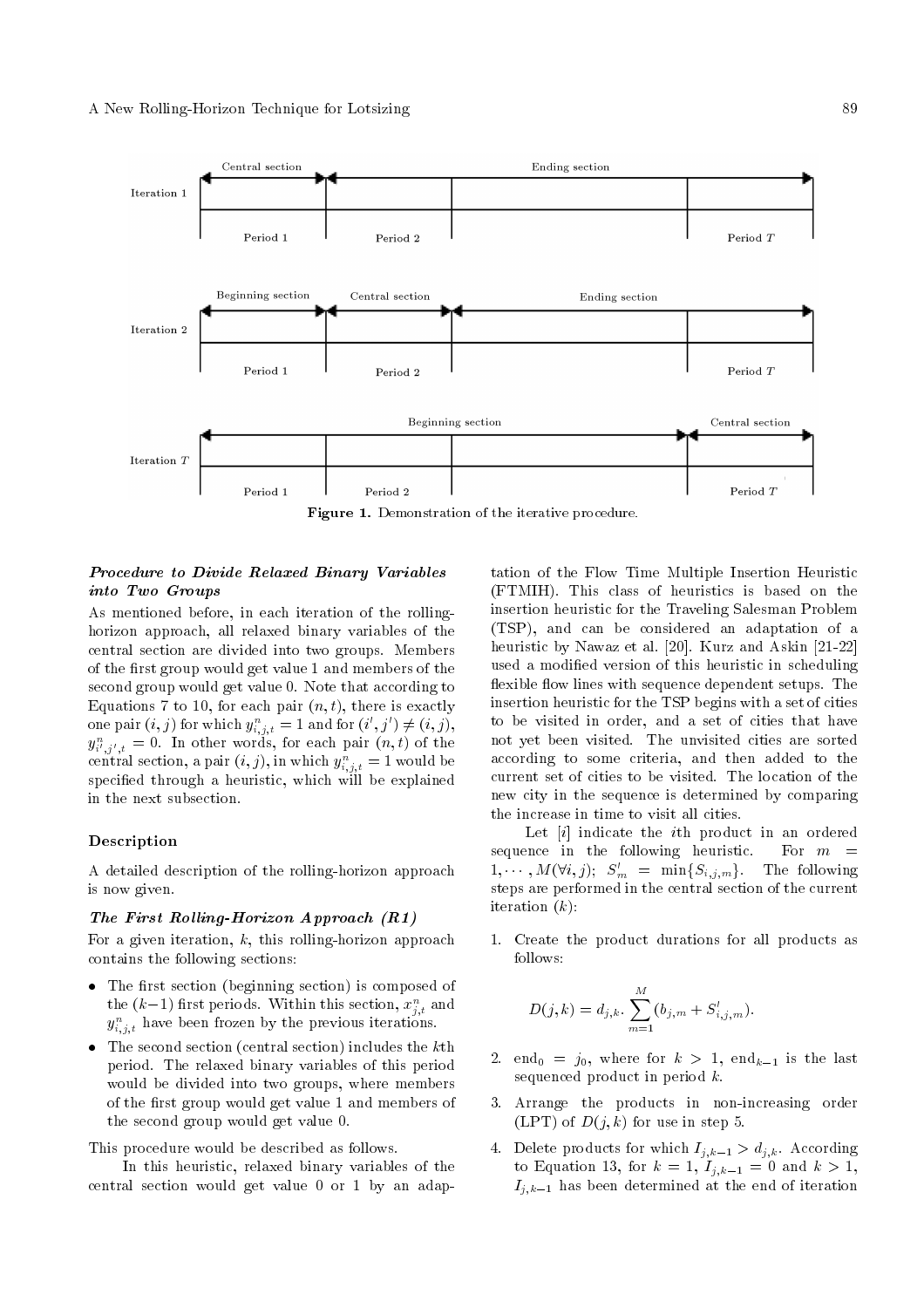Figure 1. Demonstration of the iterative procedure.

### *Procedure to Divide Relaxed Binary Variables into Two Groups*

As mentioned before, in each iteration of the rolling-horizon approach, all relaxed binary variables of the central section are divided into two groups. Members of the first group would get value 1 and members of the second group would get value 0. Note that according to Equations 7 to 10, for each pair $(n,t)$, there is exactly one pair $(i,j)$ for which $y^n_{i,j,t}=1$ and for $(i',j')\neq(i,j)$, $y^n_{i',j',t}=0$. In other words, for each pair $(n,t)$ of the central section, a pair $(i,j)$, in which $y^n_{i,j,t}=1$ would be specified through a heuristic, which will be explained in the next subsection.

### Description

A detailed description of the rolling-horizon approach is now given.

### *The First Rolling-Horizon Approach (R1)*

For a given iteration, $k$, this rolling-horizon approach contains the following sections:

- The first section (beginning section) is composed of the $(k-1)$ first periods. Within this section, $x^n_{j,t}$ and $y^n_{i,j,t}$ have been frozen by the previous iterations.
- The second section (central section) includes the $k$th period. The relaxed binary variables of this period would be divided into two groups, where members of the first group would get value 1 and members of the second group would get value 0.

This procedure would be described as follows.

In this heuristic, relaxed binary variables of the central section would get value 0 or 1 by an adaptation of the Flow Time Multiple Insertion Heuristic (FTMIH). This class of heuristics is based on the insertion heuristic for the Traveling Salesman Problem (TSP), and can be considered an adaptation of a heuristic by Nawaz et al. [20]. Kurz and Askin [21-22] used a modified version of this heuristic in scheduling flexible flow lines with sequence dependent setups. The insertion heuristic for the TSP begins with a set of cities to be visited in order, and a set of cities that have not yet been visited. The unvisited cities are sorted according to some criteria, and then added to the current set of cities to be visited. The location of the new city in the sequence is determined by comparing the increase in time to visit all cities.

Let $[i]$ indicate the $i$th product in an ordered sequence in the following heuristic. For $m=1,\cdots,M(\forall i,j)$; $S'_m=\min\{S_{i,j,m}\}$. The following steps are performed in the central section of the current iteration $(k)$:

1. Create the product durations for all products as follows:

$$D(j,k)=d_{j,k}.\sum_{m=1}^{M}(b_{j,m}+S'_{i,j,m}).$$

2. $\text{end}_0=j_0$, where for $k>1$, $\text{end}_{k-1}$ is the last sequenced product in period $k$.

3. Arrange the products in non-increasing order (LPT) of $D(j,k)$ for use in step 5.

4. Delete products for which $I_{j,k-1}>d_{j,k}$. According to Equation 13, for $k=1$, $I_{j,k-1}=0$ and $k>1$, $I_{j,k-1}$ has been determined at the end of iteration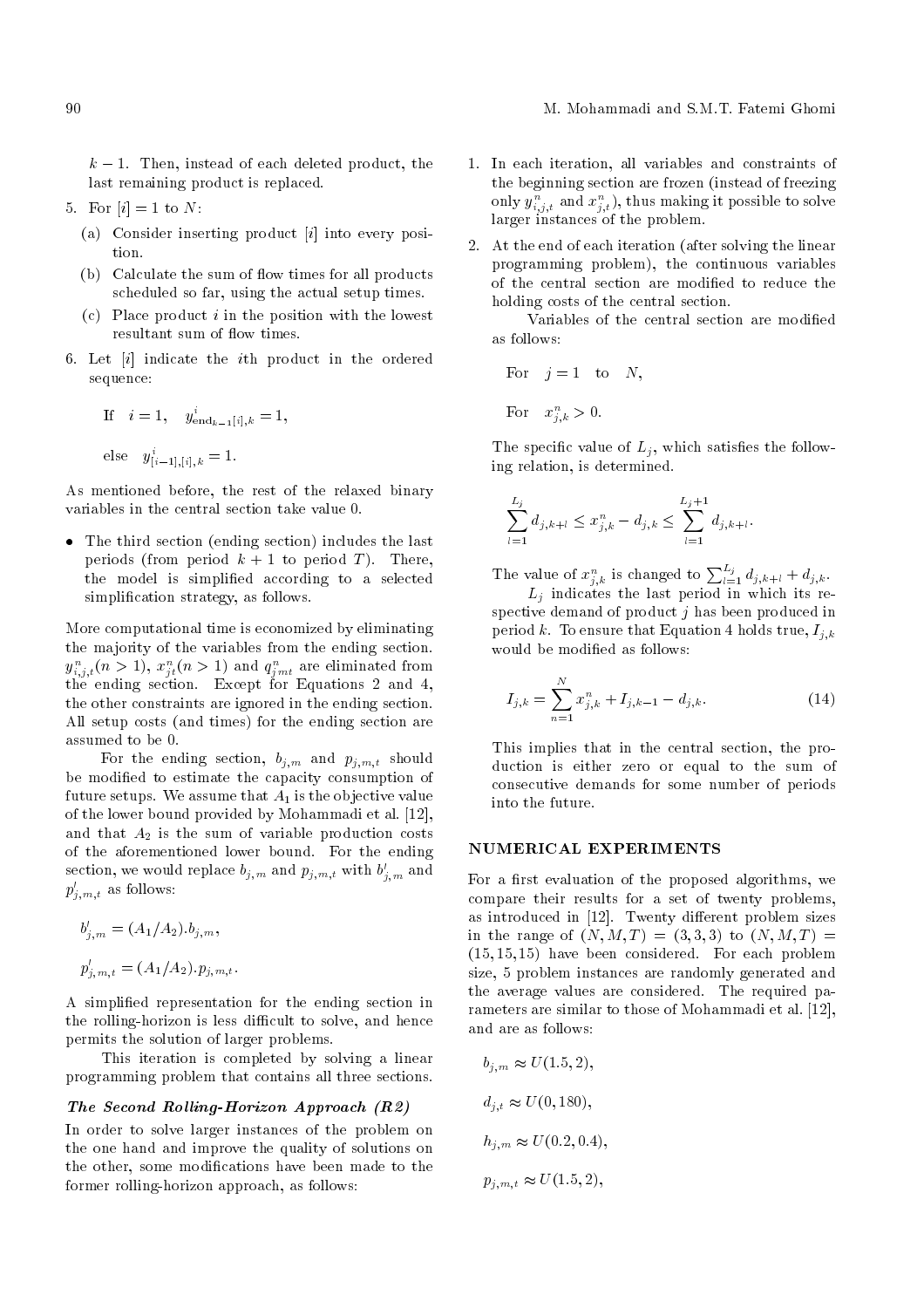$k-1$. Then, instead of each deleted product, the last remaining product is replaced.

5. For $[i] = 1$ to $N$:
   (a) Consider inserting product $[i]$ into every position.
   (b) Calculate the sum of flow times for all products scheduled so far, using the actual setup times.
   (c) Place product $i$ in the position with the lowest resultant sum of flow times.

6. Let $[i]$ indicate the $i$th product in the ordered sequence:

   If $\quad i = 1, \quad y^{i}_{\text{end}_{k-1}[i],k} = 1,$

   else $\quad y^{i}_{[i-1],[i],k} = 1.$

As mentioned before, the rest of the relaxed binary variables in the central section take value 0.

- The third section (ending section) includes the last periods (from period $k+1$ to period $T$). There, the model is simplified according to a selected simplification strategy, as follows.

More computational time is economized by eliminating the majority of the variables from the ending section. $y^{n}_{i,j,t}(n > 1)$, $x^{n}_{jt}(n > 1)$ and $q^{n}_{jmt}$ are eliminated from the ending section. Except for Equations 2 and 4, the other constraints are ignored in the ending section. All setup costs (and times) for the ending section are assumed to be 0.

For the ending section, $b_{j,m}$ and $p_{j,m,t}$ should be modified to estimate the capacity consumption of future setups. We assume that $A_1$ is the objective value of the lower bound provided by Mohammadi et al. [12], and that $A_2$ is the sum of variable production costs of the aforementioned lower bound. For the ending section, we would replace $b_{j,m}$ and $p_{j,m,t}$ with $b^{\prime}_{j,m}$ and $p^{\prime}_{j,m,t}$ as follows:

$$b^{\prime}_{j,m} = (A_1/A_2).b_{j,m},$$

$$p^{\prime}_{j,m,t} = (A_1/A_2).p_{j,m,t}.$$

A simplified representation for the ending section in the rolling-horizon is less difficult to solve, and hence permits the solution of larger problems.

This iteration is completed by solving a linear programming problem that contains all three sections.

### *The Second Rolling-Horizon Approach (R2)*

In order to solve larger instances of the problem on the one hand and improve the quality of solutions on the other, some modifications have been made to the former rolling-horizon approach, as follows:

1. In each iteration, all variables and constraints of the beginning section are frozen (instead of freezing only $y^{n}_{i,j,t}$ and $x^{n}_{j,t}$), thus making it possible to solve larger instances of the problem.

2. At the end of each iteration (after solving the linear programming problem), the continuous variables of the central section are modified to reduce the holding costs of the central section.

   Variables of the central section are modified as follows:

   For $\quad j = 1 \quad$ to $\quad N,$

   For $\quad x^{n}_{j,k} > 0.$

   The specific value of $L_j$, which satisfies the following relation, is determined.

$$\sum_{l=1}^{L_j} d_{j,k+l} \leq x^{n}_{j,k} - d_{j,k} \leq \sum_{l=1}^{L_j+1} d_{j,k+l}.$$

   The value of $x^{n}_{j,k}$ is changed to $\sum_{l=1}^{L_j} d_{j,k+l} + d_{j,k}$.

   $L_j$ indicates the last period in which its respective demand of product $j$ has been produced in period $k$. To ensure that Equation 4 holds true, $I_{j,k}$ would be modified as follows:

$$I_{j,k} = \sum_{n=1}^{N} x^{n}_{j,k} + I_{j,k-1} - d_{j,k}. \tag{14}$$

   This implies that in the central section, the production is either zero or equal to the sum of consecutive demands for some number of periods into the future.

## NUMERICAL EXPERIMENTS

For a first evaluation of the proposed algorithms, we compare their results for a set of twenty problems, as introduced in [12]. Twenty different problem sizes in the range of $(N, M, T) = (3, 3, 3)$ to $(N, M, T) = (15, 15, 15)$ have been considered. For each problem size, 5 problem instances are randomly generated and the average values are considered. The required parameters are similar to those of Mohammadi et al. [12], and are as follows:

$$b_{j,m} \approx U(1.5, 2),$$

$$d_{j,t} \approx U(0, 180),$$

$$h_{j,m} \approx U(0.2, 0.4),$$

$$p_{j,m,t} \approx U(1.5, 2),$$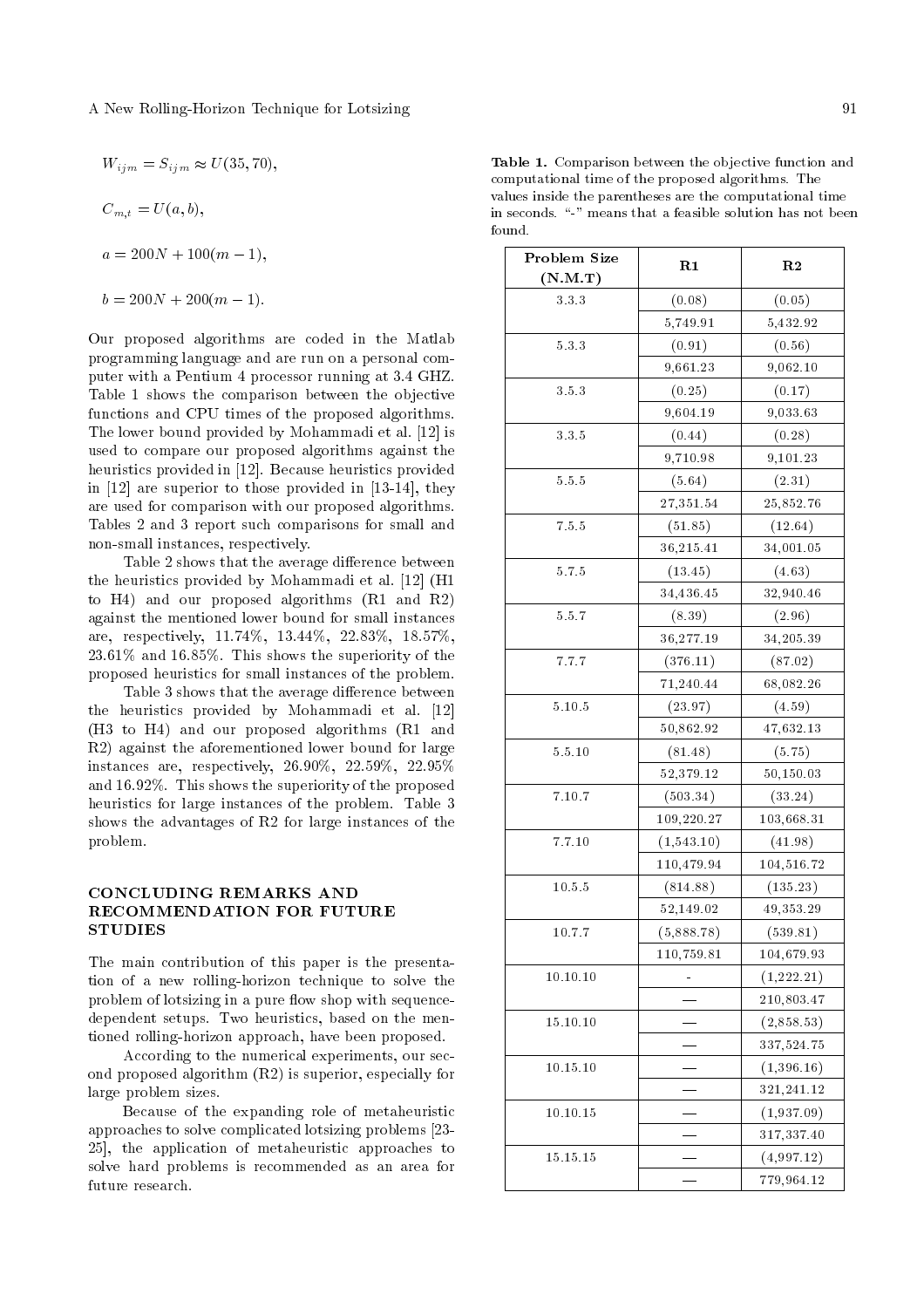$$W_{ijm} = S_{ijm} \approx U(35, 70),$$

$$C_{m,t} = U(a, b),$$

$$a = 200N + 100(m - 1),$$

$$b = 200N + 200(m - 1).$$

Our proposed algorithms are coded in the Matlab programming language and are run on a personal computer with a Pentium 4 processor running at 3.4 GHZ. Table 1 shows the comparison between the objective functions and CPU times of the proposed algorithms. The lower bound provided by Mohammadi et al. [12] is used to compare our proposed algorithms against the heuristics provided in [12]. Because heuristics provided in [12] are superior to those provided in [13-14], they are used for comparison with our proposed algorithms. Tables 2 and 3 report such comparisons for small and non-small instances, respectively.

Table 2 shows that the average difference between the heuristics provided by Mohammadi et al. [12] (H1 to H4) and our proposed algorithms (R1 and R2) against the mentioned lower bound for small instances are, respectively, 11.74%, 13.44%, 22.83%, 18.57%, 23.61% and 16.85%. This shows the superiority of the proposed heuristics for small instances of the problem.

Table 3 shows that the average difference between the heuristics provided by Mohammadi et al. [12] (H3 to H4) and our proposed algorithms (R1 and R2) against the aforementioned lower bound for large instances are, respectively, 26.90%, 22.59%, 22.95% and 16.92%. This shows the superiority of the proposed heuristics for large instances of the problem. Table 3 shows the advantages of R2 for large instances of the problem.

## CONCLUDING REMARKS AND RECOMMENDATION FOR FUTURE STUDIES

The main contribution of this paper is the presentation of a new rolling-horizon technique to solve the problem of lotsizing in a pure flow shop with sequence-dependent setups. Two heuristics, based on the mentioned rolling-horizon approach, have been proposed.

According to the numerical experiments, our second proposed algorithm (R2) is superior, especially for large problem sizes.

Because of the expanding role of metaheuristic approaches to solve complicated lotsizing problems [23-25], the application of metaheuristic approaches to solve hard problems is recommended as an area for future research.

**Table 1.** Comparison between the objective function and computational time of the proposed algorithms. The values inside the parentheses are the computational time in seconds. "-" means that a feasible solution has not been found.

| Problem Size (N.M.T) | R1 | R2 |
|---|---|---|
| 3.3.3 | (0.08) | (0.05) |
| | 5,749.91 | 5,432.92 |
| 5.3.3 | (0.91) | (0.56) |
| | 9,661.23 | 9,062.10 |
| 3.5.3 | (0.25) | (0.17) |
| | 9,604.19 | 9,033.63 |
| 3.3.5 | (0.44) | (0.28) |
| | 9,710.98 | 9,101.23 |
| 5.5.5 | (5.64) | (2.31) |
| | 27,351.54 | 25,852.76 |
| 7.5.5 | (51.85) | (12.64) |
| | 36,215.41 | 34,001.05 |
| 5.7.5 | (13.45) | (4.63) |
| | 34,436.45 | 32,940.46 |
| 5.5.7 | (8.39) | (2.96) |
| | 36,277.19 | 34,205.39 |
| 7.7.7 | (376.11) | (87.02) |
| | 71,240.44 | 68,082.26 |
| 5.10.5 | (23.97) | (4.59) |
| | 50,862.92 | 47,632.13 |
| 5.5.10 | (81.48) | (5.75) |
| | 52,379.12 | 50,150.03 |
| 7.10.7 | (503.34) | (33.24) |
| | 109,220.27 | 103,668.31 |
| 7.7.10 | (1,543.10) | (41.98) |
| | 110,479.94 | 104,516.72 |
| 10.5.5 | (814.88) | (135.23) |
| | 52,149.02 | 49,353.29 |
| 10.7.7 | (5,888.78) | (539.81) |
| | 110,759.81 | 104,679.93 |
| 10.10.10 | - | (1,222.21) |
| | — | 210,803.47 |
| 15.10.10 | — | (2,858.53) |
| | — | 337,524.75 |
| 10.15.10 | — | (1,396.16) |
| | — | 321,241.12 |
| 10.10.15 | — | (1,937.09) |
| | — | 317,337.40 |
| 15.15.15 | — | (4,997.12) |
| | — | 779,964.12 |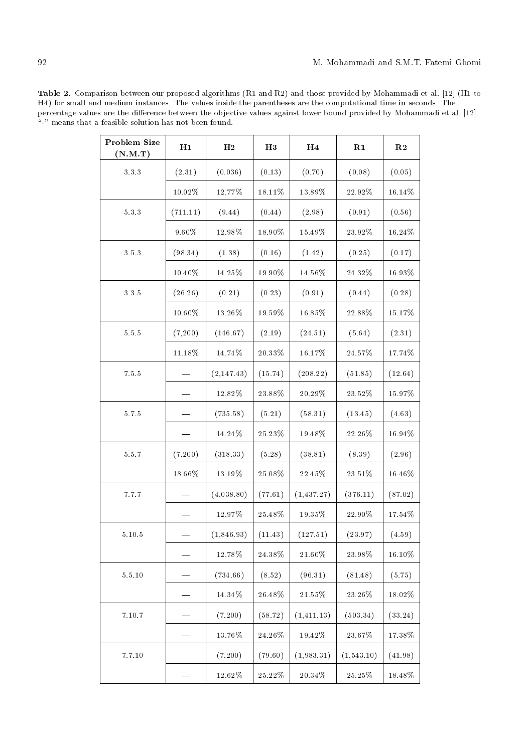**Table 2.** Comparison between our proposed algorithms (R1 and R2) and those provided by Mohammadi et al. [12] (H1 to H4) for small and medium instances. The values inside the parentheses are the computational time in seconds. The percentage values are the difference between the objective values against lower bound provided by Mohammadi et al. [12]. "-" means that a feasible solution has not been found.

| Problem Size (N.M.T) | H1 | H2 | H3 | H4 | R1 | R2 |
|---|---|---|---|---|---|---|
| 3.3.3 | (2.31) | (0.036) | (0.13) | (0.70) | (0.08) | (0.05) |
| | 10.02% | 12.77% | 18.11% | 13.89% | 22.92% | 16.14% |
| 5.3.3 | (711.11) | (9.44) | (0.44) | (2.98) | (0.91) | (0.56) |
| | 9.60% | 12.98% | 18.90% | 15.49% | 23.92% | 16.24% |
| 3.5.3 | (98.34) | (1.38) | (0.16) | (1.42) | (0.25) | (0.17) |
| | 10.40% | 14.25% | 19.90% | 14.56% | 24.32% | 16.93% |
| 3.3.5 | (26.26) | (0.21) | (0.23) | (0.91) | (0.44) | (0.28) |
| | 10.60% | 13.26% | 19.59% | 16.85% | 22.88% | 15.17% |
| 5.5.5 | (7,200) | (146.67) | (2.19) | (24.51) | (5.64) | (2.31) |
| | 11.18% | 14.74% | 20.33% | 16.17% | 24.57% | 17.74% |
| 7.5.5 | — | (2,147.43) | (15.74) | (208.22) | (51.85) | (12.64) |
| | — | 12.82% | 23.88% | 20.29% | 23.52% | 15.97% |
| 5.7.5 | — | (735.58) | (5.21) | (58.31) | (13.45) | (4.63) |
| | — | 14.24% | 25.23% | 19.48% | 22.26% | 16.94% |
| 5.5.7 | (7,200) | (318.33) | (5.28) | (38.81) | (8.39) | (2.96) |
| | 18.66% | 13.19% | 25.08% | 22.45% | 23.51% | 16.46% |
| 7.7.7 | — | (4,038.80) | (77.61) | (1,437.27) | (376.11) | (87.02) |
| | — | 12.97% | 25.48% | 19.35% | 22.90% | 17.54% |
| 5.10.5 | — | (1,846.93) | (11.43) | (127.51) | (23.97) | (4.59) |
| | — | 12.78% | 24.38% | 21.60% | 23.98% | 16.10% |
| 5.5.10 | — | (734.66) | (8.52) | (96.31) | (81.48) | (5.75) |
| | — | 14.34% | 26.48% | 21.55% | 23.26% | 18.02% |
| 7.10.7 | — | (7,200) | (58.72) | (1,411.13) | (503.34) | (33.24) |
| | — | 13.76% | 24.26% | 19.42% | 23.67% | 17.38% |
| 7.7.10 | — | (7,200) | (79.60) | (1,983.31) | (1,543.10) | (41.98) |
| | — | 12.62% | 25.22% | 20.34% | 25.25% | 18.48% |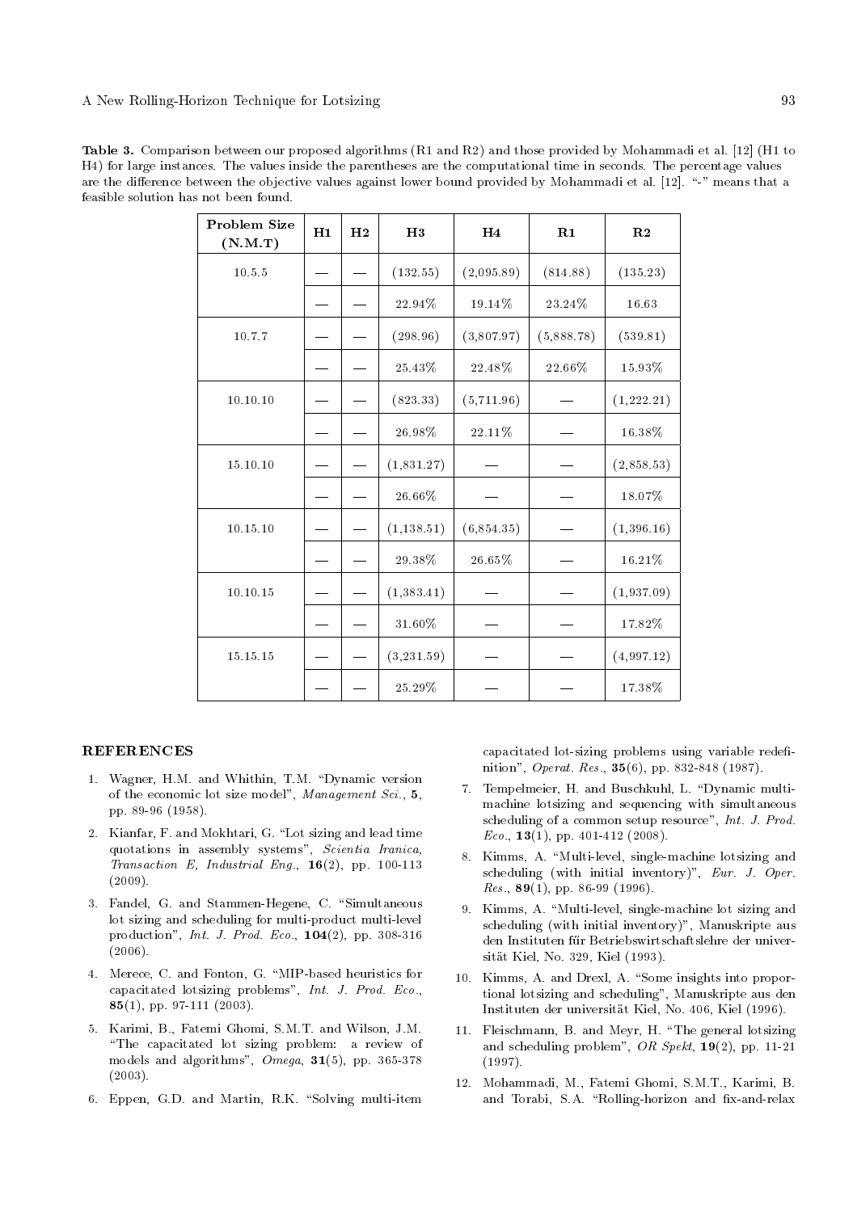**Table 3.** Comparison between our proposed algorithms (R1 and R2) and those provided by Mohammadi et al. [12] (H1 to H4) for large instances. The values inside the parentheses are the computational time in seconds. The percentage values are the difference between the objective values against lower bound provided by Mohammadi et al. [12]. "-" means that a feasible solution has not been found.

| Problem Size (N.M.T) | H1 | H2 | H3 | H4 | R1 | R2 |
|---|---|---|---|---|---|---|
| 10.5.5 | — | — | (132.55) | (2,095.89) | (814.88) | (135.23) |
| | — | — | 22.94% | 19.14% | 23.24% | 16.63 |
| 10.7.7 | — | — | (298.96) | (3,807.97) | (5,888.78) | (539.81) |
| | — | — | 25.43% | 22.48% | 22.66% | 15.93% |
| 10.10.10 | — | — | (823.33) | (5,711.96) | — | (1,222.21) |
| | — | — | 26.98% | 22.11% | — | 16.38% |
| 15.10.10 | — | — | (1,831.27) | — | — | (2,858.53) |
| | — | — | 26.66% | — | — | 18.07% |
| 10.15.10 | — | — | (1,138.51) | (6,854.35) | — | (1,396.16) |
| | — | — | 29.38% | 26.65% | — | 16.21% |
| 10.10.15 | — | — | (1,383.41) | — | — | (1,937.09) |
| | — | — | 31.60% | — | — | 17.82% |
| 15.15.15 | — | — | (3,231.59) | — | — | (4,997.12) |
| | — | — | 25.29% | — | — | 17.38% |

## REFERENCES

1. Wagner, H.M. and Whithin, T.M. "Dynamic version of the economic lot size model", *Management Sci.*, **5**, pp. 89-96 (1958).
2. Kianfar, F. and Mokhtari, G. "Lot sizing and lead time quotations in assembly systems", *Scientia Iranica, Transaction E, Industrial Eng.*, **16**(2), pp. 100-113 (2009).
3. Fandel, G. and Stammen-Hegene, C. "Simultaneous lot sizing and scheduling for multi-product multi-level production", *Int. J. Prod. Eco.*, **104**(2), pp. 308-316 (2006).
4. Merece, C. and Fonton, G. "MIP-based heuristics for capacitated lotsizing problems", *Int. J. Prod. Eco.*, **85**(1), pp. 97-111 (2003).
5. Karimi, B., Fatemi Ghomi, S.M.T. and Wilson, J.M. "The capacitated lot sizing problem: a review of models and algorithms", *Omega*, **31**(5), pp. 365-378 (2003).
6. Eppen, G.D. and Martin, R.K. "Solving multi-item capacitated lot-sizing problems using variable redefinition", *Operat. Res.*, **35**(6), pp. 832-848 (1987).
7. Tempelmeier, H. and Buschkuhl, L. "Dynamic multi-machine lotsizing and sequencing with simultaneous scheduling of a common setup resource", *Int. J. Prod. Eco.*, **13**(1), pp. 401-412 (2008).
8. Kimms, A. "Multi-level, single-machine lotsizing and scheduling (with initial inventory)", *Eur. J. Oper. Res.*, **89**(1), pp. 86-99 (1996).
9. Kimms, A. "Multi-level, single-machine lot sizing and scheduling (with initial inventory)", Manuskripte aus den Instituten für Betriebswirtschaftslehre der universität Kiel, No. 329, Kiel (1993).
10. Kimms, A. and Drexl, A. "Some insights into proportional lotsizing and scheduling", Manuskripte aus den Instituten der universität Kiel, No. 406, Kiel (1996).
11. Fleischmann, B. and Meyr, H. "The general lotsizing and scheduling problem", *OR Spekt*, **19**(2), pp. 11-21 (1997).
12. Mohammadi, M., Fatemi Ghomi, S.M.T., Karimi, B. and Torabi, S.A. "Rolling-horizon and fix-and-relax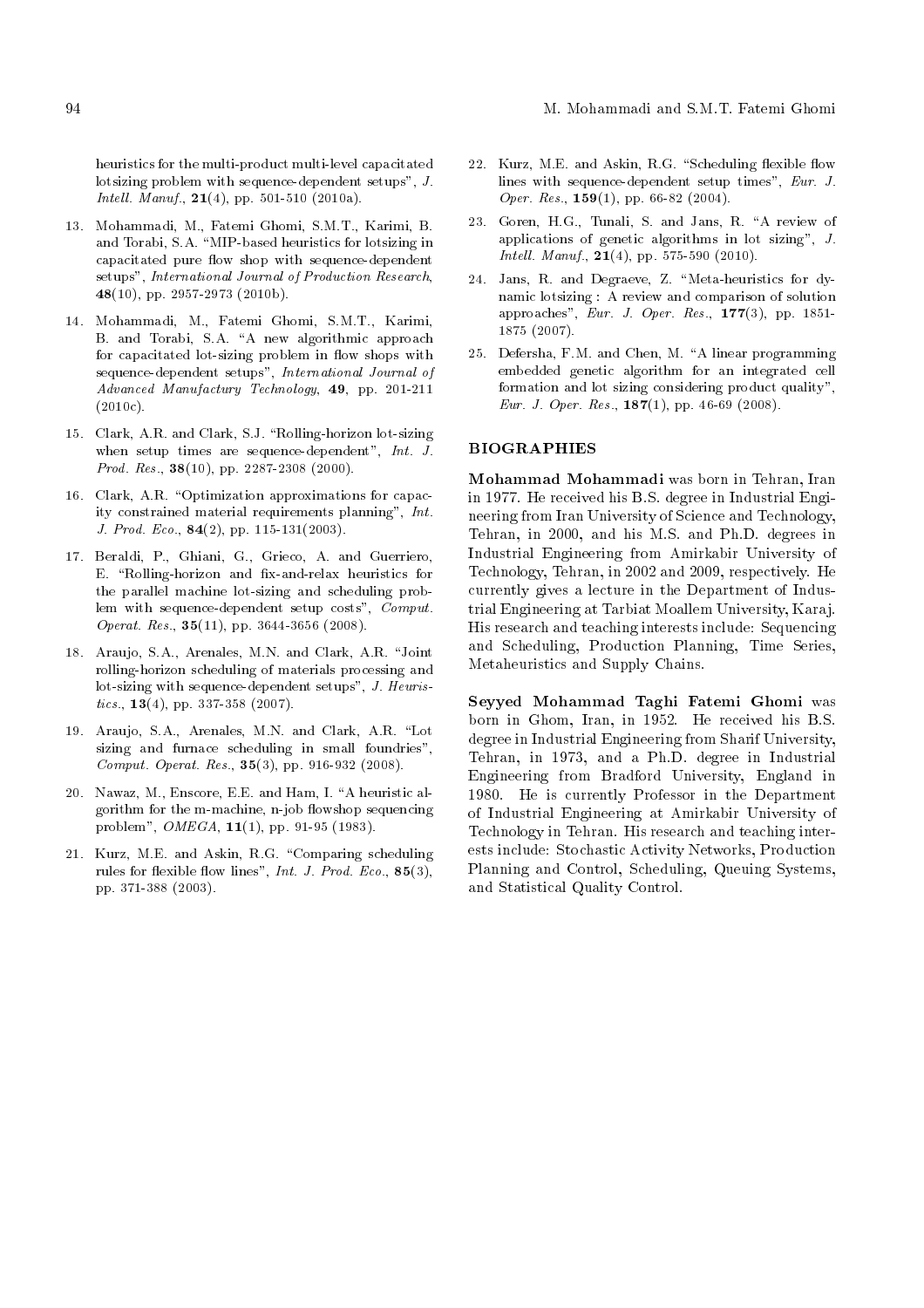heuristics for the multi-product multi-level capacitated lotsizing problem with sequence-dependent setups", *J. Intell. Manuf.*, **21**(4), pp. 501-510 (2010a).

13. Mohammadi, M., Fatemi Ghomi, S.M.T., Karimi, B. and Torabi, S.A. "MIP-based heuristics for lotsizing in capacitated pure flow shop with sequence-dependent setups", *International Journal of Production Research*, **48**(10), pp. 2957-2973 (2010b).

14. Mohammadi, M., Fatemi Ghomi, S.M.T., Karimi, B. and Torabi, S.A. "A new algorithmic approach for capacitated lot-sizing problem in flow shops with sequence-dependent setups", *International Journal of Advanced Manufactury Technology*, **49**, pp. 201-211 (2010c).

15. Clark, A.R. and Clark, S.J. "Rolling-horizon lot-sizing when setup times are sequence-dependent", *Int. J. Prod. Res.*, **38**(10), pp. 2287-2308 (2000).

16. Clark, A.R. "Optimization approximations for capacity constrained material requirements planning", *Int. J. Prod. Eco.*, **84**(2), pp. 115-131(2003).

17. Beraldi, P., Ghiani, G., Grieco, A. and Guerriero, E. "Rolling-horizon and fix-and-relax heuristics for the parallel machine lot-sizing and scheduling problem with sequence-dependent setup costs", *Comput. Operat. Res.*, **35**(11), pp. 3644-3656 (2008).

18. Araujo, S.A., Arenales, M.N. and Clark, A.R. "Joint rolling-horizon scheduling of materials processing and lot-sizing with sequence-dependent setups", *J. Heuristics.*, **13**(4), pp. 337-358 (2007).

19. Araujo, S.A., Arenales, M.N. and Clark, A.R. "Lot sizing and furnace scheduling in small foundries", *Comput. Operat. Res.*, **35**(3), pp. 916-932 (2008).

20. Nawaz, M., Enscore, E.E. and Ham, I. "A heuristic algorithm for the m-machine, n-job flowshop sequencing problem", *OMEGA*, **11**(1), pp. 91-95 (1983).

21. Kurz, M.E. and Askin, R.G. "Comparing scheduling rules for flexible flow lines", *Int. J. Prod. Eco.*, **85**(3), pp. 371-388 (2003).

22. Kurz, M.E. and Askin, R.G. "Scheduling flexible flow lines with sequence-dependent setup times", *Eur. J. Oper. Res.*, **159**(1), pp. 66-82 (2004).

23. Goren, H.G., Tunali, S. and Jans, R. "A review of applications of genetic algorithms in lot sizing", *J. Intell. Manuf.*, **21**(4), pp. 575-590 (2010).

24. Jans, R. and Degraeve, Z. "Meta-heuristics for dynamic lotsizing : A review and comparison of solution approaches", *Eur. J. Oper. Res.*, **177**(3), pp. 1851-1875 (2007).

25. Defersha, F.M. and Chen, M. "A linear programming embedded genetic algorithm for an integrated cell formation and lot sizing considering product quality", *Eur. J. Oper. Res.*, **187**(1), pp. 46-69 (2008).

## BIOGRAPHIES

**Mohammad Mohammadi** was born in Tehran, Iran in 1977. He received his B.S. degree in Industrial Engineering from Iran University of Science and Technology, Tehran, in 2000, and his M.S. and Ph.D. degrees in Industrial Engineering from Amirkabir University of Technology, Tehran, in 2002 and 2009, respectively. He currently gives a lecture in the Department of Industrial Engineering at Tarbiat Moallem University, Karaj. His research and teaching interests include: Sequencing and Scheduling, Production Planning, Time Series, Metaheuristics and Supply Chains.

**Seyyed Mohammad Taghi Fatemi Ghomi** was born in Ghom, Iran, in 1952. He received his B.S. degree in Industrial Engineering from Sharif University, Tehran, in 1973, and a Ph.D. degree in Industrial Engineering from Bradford University, England in 1980. He is currently Professor in the Department of Industrial Engineering at Amirkabir University of Technology in Tehran. His research and teaching interests include: Stochastic Activity Networks, Production Planning and Control, Scheduling, Queuing Systems, and Statistical Quality Control.